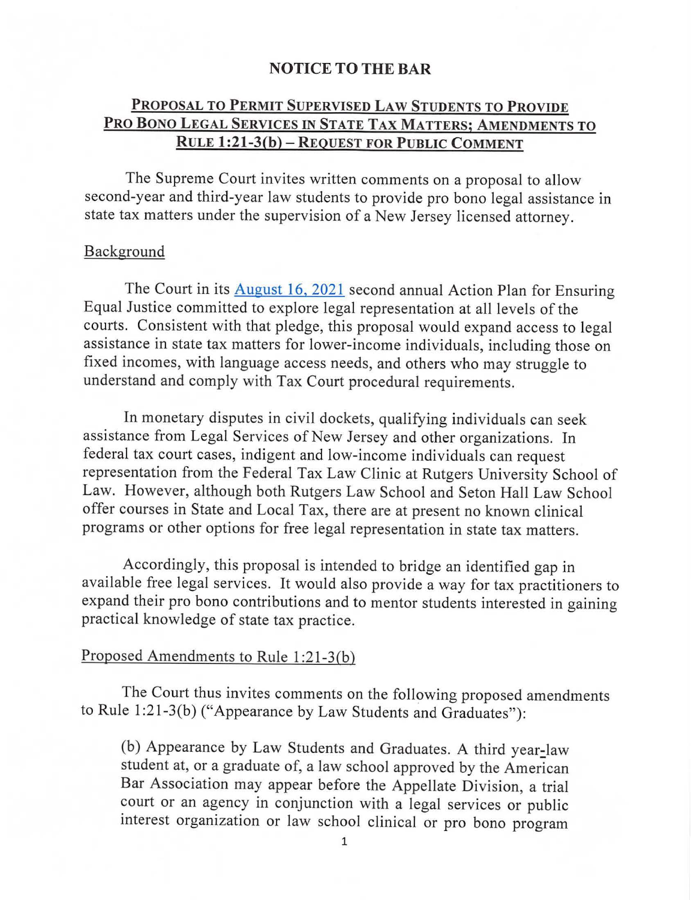## NOTICE TO THE BAR

### PROPOSAL TO PERMIT SUPERVISED LAW STUDENTS TO PROVIDE PRO BONO LEGAL SERVICES IN STATE TAX MATTERS; AMENDMENTS TO RULE 1:21-3(b) – REQUEST FOR PUBLIC COMMENT

The Supreme Court invites written comments on a proposal to allow second-year and third-year law students to provide pro bono legal assistance in state tax matters under the supervision of a New Jersey licensed attorney.

Background

The Court in its August 16, 2021 second annual Action Plan for Ensuring Equal Justice committed to explore legal representation at all levels of the courts. Consistent with that pledge, this proposal would expand access to legal assistance in state tax matters for lower-income individuals, including those on fixed incomes, with language access needs, and others who may struggle to understand and comply with Tax Court procedural requirements.

In monetary disputes in civil dockets, qualifying individuals can seek assistance from Legal Services of New Jersey and other organizations. In federal tax court cases, indigent and low-income individuals can request representation from the Federal Tax Law Clinic at Rutgers University School of Law. However, although both Rutgers Law School and Seton Hall Law School offer courses in State and Local Tax, there are at present no known clinical programs or other options for free legal representation in state tax matters.

Accordingly, this proposal is intended to bridge an identified gap in available free legal services. It would also provide a way for tax practitioners to expand their pro bono contributions and to mentor students interested in gaining practical knowledge of state tax practice.

Proposed Amendments to Rule 1:21-3(b)

The Court thus invites comments on the following proposed amendments to Rule 1:21-3(b) ("Appearance by Law Students and Graduates"):

> (b) Appearance by Law Students and Graduates. A third year-law student at, or a graduate of, a law school approved by the American Bar Association may appear before the Appellate Division, a trial court or an agency in conjunction with a legal services or public interest organization or law school clinical or pro bono program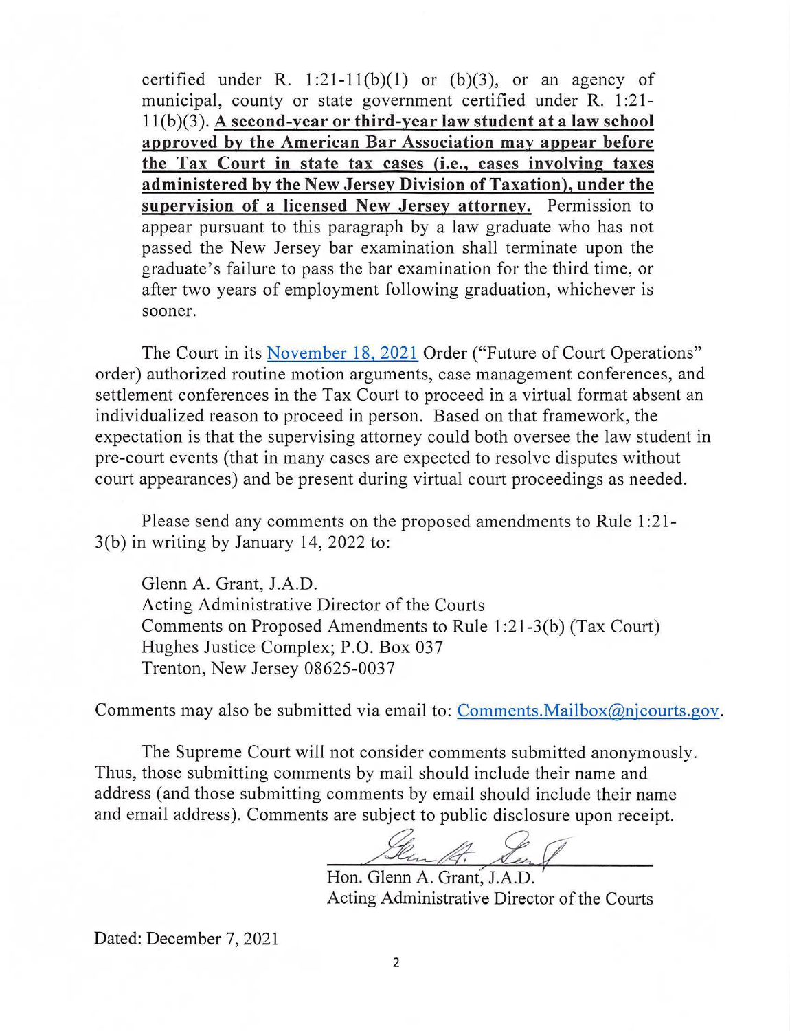certified under R. 1:21-11(b)(1) or (b)(3), or an agency of municipal, county or state government certified under R. 1:21-11(b)(3). **<u>A second-year or third-year law student at a law school approved by the American Bar Association may appear before the Tax Court in state tax cases (i.e., cases involving taxes administered by the New Jersey Division of Taxation), under the supervision of a licensed New Jersey attorney.</u>** Permission to appear pursuant to this paragraph by a law graduate who has not passed the New Jersey bar examination shall terminate upon the graduate's failure to pass the bar examination for the third time, or after two years of employment following graduation, whichever is sooner.

The Court in its November 18, 2021 Order ("Future of Court Operations" order) authorized routine motion arguments, case management conferences, and settlement conferences in the Tax Court to proceed in a virtual format absent an individualized reason to proceed in person. Based on that framework, the expectation is that the supervising attorney could both oversee the law student in pre-court events (that in many cases are expected to resolve disputes without court appearances) and be present during virtual court proceedings as needed.

Please send any comments on the proposed amendments to Rule 1:21-3(b) in writing by January 14, 2022 to:

Glenn A. Grant, J.A.D.
Acting Administrative Director of the Courts
Comments on Proposed Amendments to Rule 1:21-3(b) (Tax Court)
Hughes Justice Complex; P.O. Box 037
Trenton, New Jersey 08625-0037

Comments may also be submitted via email to: Comments.Mailbox@njcourts.gov.

The Supreme Court will not consider comments submitted anonymously. Thus, those submitting comments by mail should include their name and address (and those submitting comments by email should include their name and email address). Comments are subject to public disclosure upon receipt.

Hon. Glenn A. Grant, J.A.D.
Acting Administrative Director of the Courts

Dated: December 7, 2021